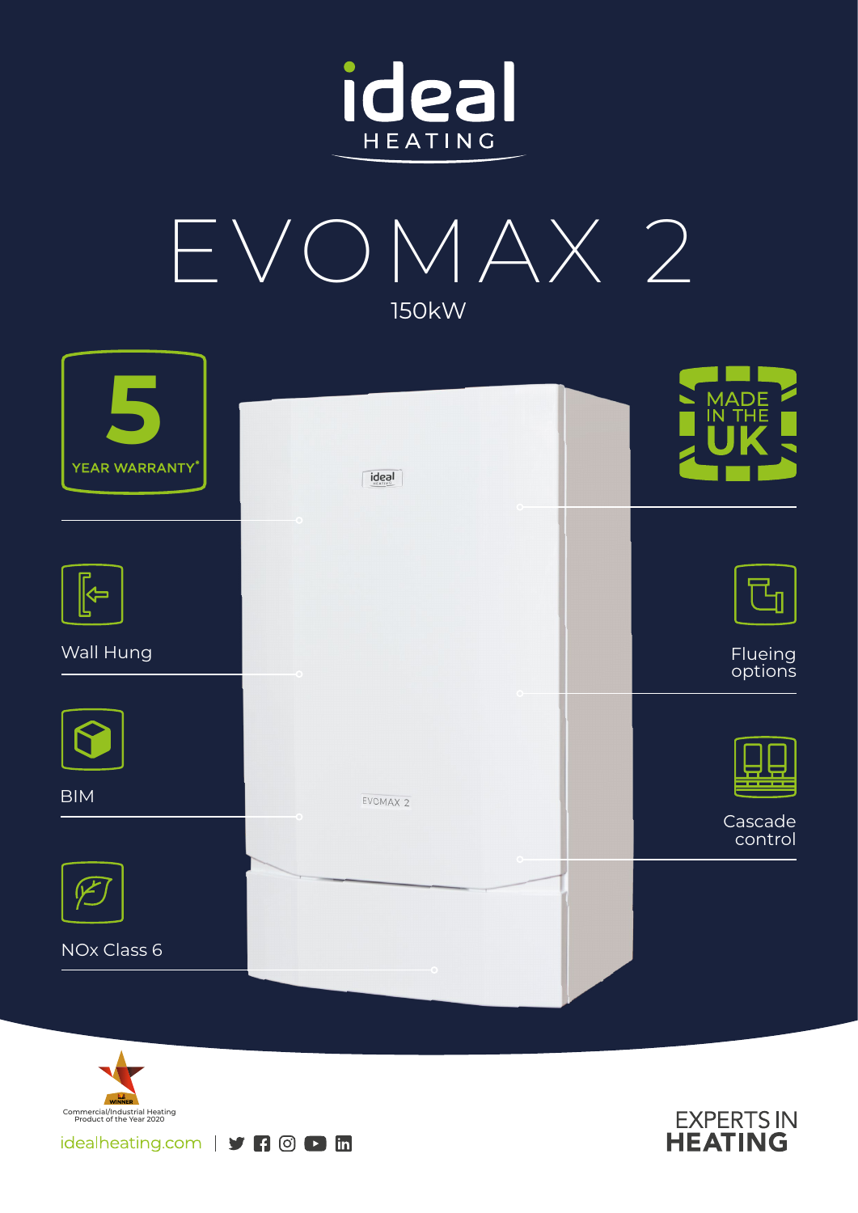ideal HEATING

# EVOMAX 2

150kW

5 YEAR WARRANTY*

MADE IN THE UK

- Wall Hung
- BIM
- NOx Class 6
- Flueing options
- Cascade control

ideal

EVOMAX 2

WINNER Commercial/Industrial Heating Product of the Year 2020

idealheating.com

EXPERTS IN HEATING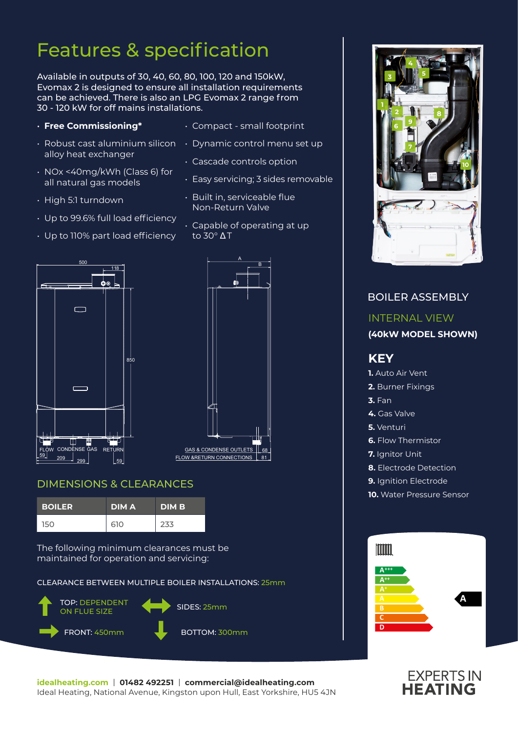# Features & specification

Available in outputs of 30, 40, 60, 80, 100, 120 and 150kW, Evomax 2 is designed to ensure all installation requirements can be achieved. There is also an LPG Evomax 2 range from 30 - 120 kW for off mains installations.

- **Free Commissioning***
- Robust cast aluminium silicon alloy heat exchanger
- NOx <40mg/kWh (Class 6) for all natural gas models
- High 5:1 turndown
- Up to 99.6% full load efficiency
- Up to 110% part load efficiency
- Compact - small footprint
- Dynamic control menu set up
- Cascade controls option
- Easy servicing; 3 sides removable
- Built in, serviceable flue Non-Return Valve
- Capable of operating at up to 30° ΔT

500 | 118 | 850 | FLOW | CONDENSE | GAS | RETURN | 59 | 209 | 299 | 59

A | B | GAS & CONDENSE OUTLETS | 68 | FLOW &RETURN CONNECTIONS | 81

## DIMENSIONS & CLEARANCES

| BOILER | DIM A | DIM B |
|---|---|---|
| 150 | 610 | 233 |

The following minimum clearances must be maintained for operation and servicing:

CLEARANCE BETWEEN MULTIPLE BOILER INSTALLATIONS: 25mm

- TOP: DEPENDENT ON FLUE SIZE
- SIDES: 25mm
- FRONT: 450mm
- BOTTOM: 300mm

## BOILER ASSEMBLY

### INTERNAL VIEW

**(40kW MODEL SHOWN)**

## KEY

1. Auto Air Vent
2. Burner Fixings
3. Fan
4. Gas Valve
5. Venturi
6. Flow Thermistor
7. Ignitor Unit
8. Electrode Detection
9. Ignition Electrode
10. Water Pressure Sensor

A+++ | A++ | A+ | A | B | C | D | **A**

**idealheating.com** | **01482 492251** | **commercial@idealheating.com**
Ideal Heating, National Avenue, Kingston upon Hull, East Yorkshire, HU5 4JN

EXPERTS IN **HEATING**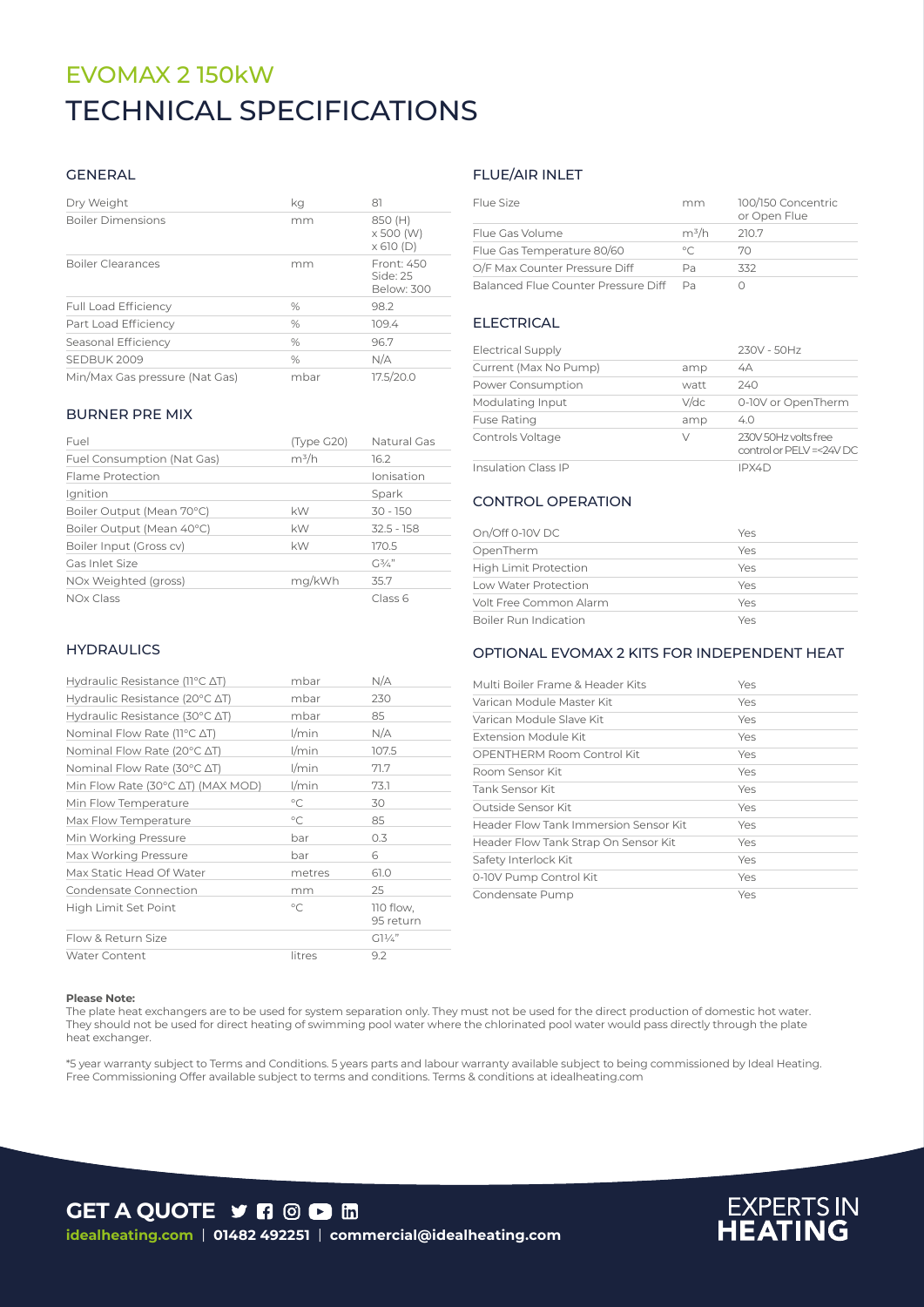# EVOMAX 2 150kW

# TECHNICAL SPECIFICATIONS

## GENERAL

| | | |
|---|---|---|
| Dry Weight | kg | 81 |
| Boiler Dimensions | mm | 850 (H) x 500 (W) x 610 (D) |
| Boiler Clearances | mm | Front: 450 Side: 25 Below: 300 |
| Full Load Efficiency | % | 98.2 |
| Part Load Efficiency | % | 109.4 |
| Seasonal Efficiency | % | 96.7 |
| SEDBUK 2009 | % | N/A |
| Min/Max Gas pressure (Nat Gas) | mbar | 17.5/20.0 |

## BURNER PRE MIX

| | | |
|---|---|---|
| Fuel | (Type G20) | Natural Gas |
| Fuel Consumption (Nat Gas) | $m^3/h$ | 16.2 |
| Flame Protection | | Ionisation |
| Ignition | | Spark |
| Boiler Output (Mean 70°C) | kW | 30 - 150 |
| Boiler Output (Mean 40°C) | kW | 32.5 - 158 |
| Boiler Input (Gross cv) | kW | 170.5 |
| Gas Inlet Size | | G¾" |
| NOx Weighted (gross) | mg/kWh | 35.7 |
| NOx Class | | Class 6 |

## HYDRAULICS

| | | |
|---|---|---|
| Hydraulic Resistance (11°C ΔT) | mbar | N/A |
| Hydraulic Resistance (20°C ΔT) | mbar | 230 |
| Hydraulic Resistance (30°C ΔT) | mbar | 85 |
| Nominal Flow Rate (11°C ΔT) | l/min | N/A |
| Nominal Flow Rate (20°C ΔT) | l/min | 107.5 |
| Nominal Flow Rate (30°C ΔT) | l/min | 71.7 |
| Min Flow Rate (30°C ΔT) (MAX MOD) | l/min | 73.1 |
| Min Flow Temperature | °C | 30 |
| Max Flow Temperature | °C | 85 |
| Min Working Pressure | bar | 0.3 |
| Max Working Pressure | bar | 6 |
| Max Static Head Of Water | metres | 61.0 |
| Condensate Connection | mm | 25 |
| High Limit Set Point | °C | 110 flow, 95 return |
| Flow & Return Size | | G1¼" |
| Water Content | litres | 9.2 |

## FLUE/AIR INLET

| | | |
|---|---|---|
| Flue Size | mm | 100/150 Concentric or Open Flue |
| Flue Gas Volume | $m^3/h$ | 210.7 |
| Flue Gas Temperature 80/60 | °C | 70 |
| O/F Max Counter Pressure Diff | Pa | 332 |
| Balanced Flue Counter Pressure Diff | Pa | 0 |

## ELECTRICAL

| | | |
|---|---|---|
| Electrical Supply | | 230V - 50Hz |
| Current (Max No Pump) | amp | 4A |
| Power Consumption | watt | 240 |
| Modulating Input | V/dc | 0-10V or OpenTherm |
| Fuse Rating | amp | 4.0 |
| Controls Voltage | V | 230V 50Hz volts free control or PELV =<24V DC |
| Insulation Class IP | | IPX4D |

## CONTROL OPERATION

| | |
|---|---|
| On/Off 0-10V DC | Yes |
| OpenTherm | Yes |
| High Limit Protection | Yes |
| Low Water Protection | Yes |
| Volt Free Common Alarm | Yes |
| Boiler Run Indication | Yes |

## OPTIONAL EVOMAX 2 KITS FOR INDEPENDENT HEAT

| | |
|---|---|
| Multi Boiler Frame & Header Kits | Yes |
| Varican Module Master Kit | Yes |
| Varican Module Slave Kit | Yes |
| Extension Module Kit | Yes |
| OPENTHERM Room Control Kit | Yes |
| Room Sensor Kit | Yes |
| Tank Sensor Kit | Yes |
| Outside Sensor Kit | Yes |
| Header Flow Tank Immersion Sensor Kit | Yes |
| Header Flow Tank Strap On Sensor Kit | Yes |
| Safety Interlock Kit | Yes |
| 0-10V Pump Control Kit | Yes |
| Condensate Pump | Yes |

**Please Note:**
The plate heat exchangers are to be used for system separation only. They must not be used for the direct production of domestic hot water. They should not be used for direct heating of swimming pool water where the chlorinated pool water would pass directly through the plate heat exchanger.

*5 year warranty subject to Terms and Conditions. 5 years parts and labour warranty available subject to being commissioned by Ideal Heating. Free Commissioning Offer available subject to terms and conditions. Terms & conditions at idealheating.com

**GET A QUOTE**

**idealheating.com** | **01482 492251** | **commercial@idealheating.com**

EXPERTS IN **HEATING**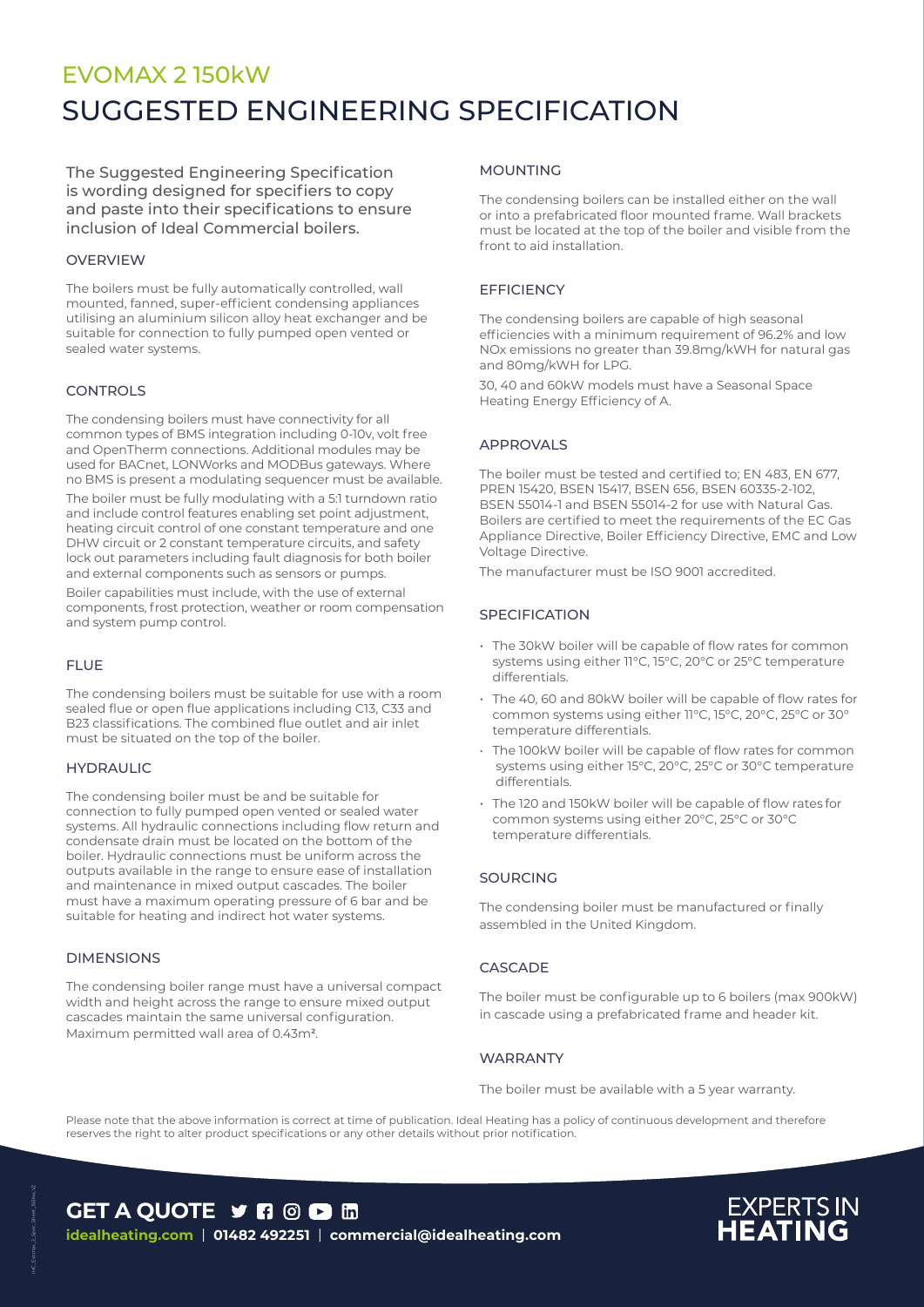# EVOMAX 2 150kW

# SUGGESTED ENGINEERING SPECIFICATION

The Suggested Engineering Specification is wording designed for specifiers to copy and paste into their specifications to ensure inclusion of Ideal Commercial boilers.

## OVERVIEW

The boilers must be fully automatically controlled, wall mounted, fanned, super-efficient condensing appliances utilising an aluminium silicon alloy heat exchanger and be suitable for connection to fully pumped open vented or sealed water systems.

## CONTROLS

The condensing boilers must have connectivity for all common types of BMS integration including 0-10v, volt free and OpenTherm connections. Additional modules may be used for BACnet, LONWorks and MODBus gateways. Where no BMS is present a modulating sequencer must be available.

The boiler must be fully modulating with a 5:1 turndown ratio and include control features enabling set point adjustment, heating circuit control of one constant temperature and one DHW circuit or 2 constant temperature circuits, and safety lock out parameters including fault diagnosis for both boiler and external components such as sensors or pumps.

Boiler capabilities must include, with the use of external components, frost protection, weather or room compensation and system pump control.

## FLUE

The condensing boilers must be suitable for use with a room sealed flue or open flue applications including C13, C33 and B23 classifications. The combined flue outlet and air inlet must be situated on the top of the boiler.

## HYDRAULIC

The condensing boiler must be and be suitable for connection to fully pumped open vented or sealed water systems. All hydraulic connections including flow return and condensate drain must be located on the bottom of the boiler. Hydraulic connections must be uniform across the outputs available in the range to ensure ease of installation and maintenance in mixed output cascades. The boiler must have a maximum operating pressure of 6 bar and be suitable for heating and indirect hot water systems.

## DIMENSIONS

The condensing boiler range must have a universal compact width and height across the range to ensure mixed output cascades maintain the same universal configuration. Maximum permitted wall area of 0.43m².

## MOUNTING

The condensing boilers can be installed either on the wall or into a prefabricated floor mounted frame. Wall brackets must be located at the top of the boiler and visible from the front to aid installation.

## EFFICIENCY

The condensing boilers are capable of high seasonal efficiencies with a minimum requirement of 96.2% and low NOx emissions no greater than 39.8mg/kWH for natural gas and 80mg/kWH for LPG.

30, 40 and 60kW models must have a Seasonal Space Heating Energy Efficiency of A.

## APPROVALS

The boiler must be tested and certified to; EN 483, EN 677, PREN 15420, BSEN 15417, BSEN 656, BSEN 60335-2-102, BSEN 55014-1 and BSEN 55014-2 for use with Natural Gas. Boilers are certified to meet the requirements of the EC Gas Appliance Directive, Boiler Efficiency Directive, EMC and Low Voltage Directive.

The manufacturer must be ISO 9001 accredited.

## SPECIFICATION

- The 30kW boiler will be capable of flow rates for common systems using either 11°C, 15°C, 20°C or 25°C temperature differentials.
- The 40, 60 and 80kW boiler will be capable of flow rates for common systems using either 11°C, 15°C, 20°C, 25°C or 30° temperature differentials.
- The 100kW boiler will be capable of flow rates for common systems using either 15°C, 20°C, 25°C or 30°C temperature differentials.
- The 120 and 150kW boiler will be capable of flow rates for common systems using either 20°C, 25°C or 30°C temperature differentials.

## SOURCING

The condensing boiler must be manufactured or finally assembled in the United Kingdom.

## CASCADE

The boiler must be configurable up to 6 boilers (max 900kW) in cascade using a prefabricated frame and header kit.

## WARRANTY

The boiler must be available with a 5 year warranty.

Please note that the above information is correct at time of publication. Ideal Heating has a policy of continuous development and therefore reserves the right to alter product specifications or any other details without prior notification.

**GET A QUOTE**

**idealheating.com** | **01482 492251** | **commercial@idealheating.com**

**EXPERTS IN HEATING**